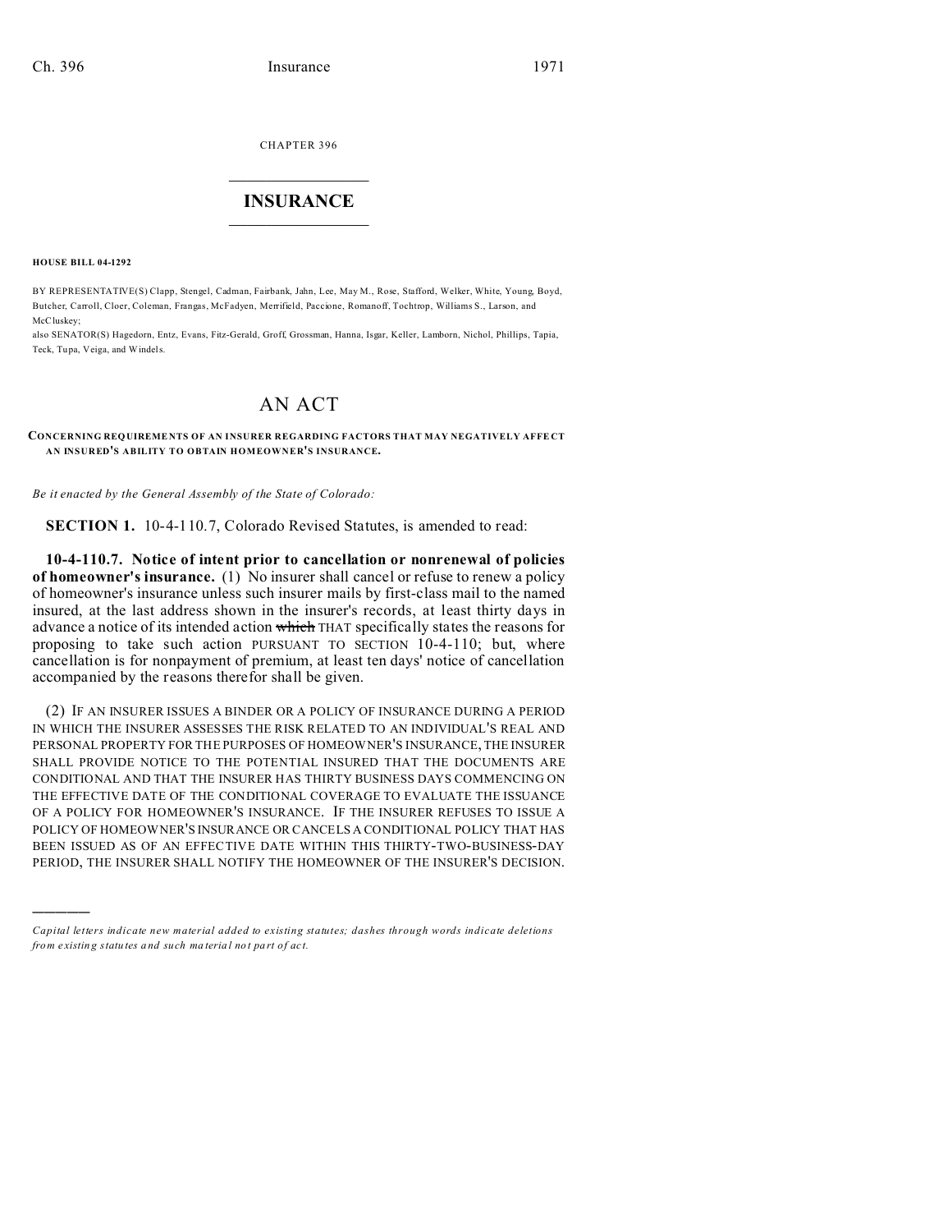CHAPTER 396

# INSURANCE

**HOUSE BILL 04-1292**

BY REPRESENTATIVE(S) Clapp, Stengel, Cadman, Fairbank, Jahn, Lee, May M., Rose, Stafford, Welker, White, Young, Boyd, Butcher, Carroll, Cloer, Coleman, Frangas, McFadyen, Merrifield, Paccione, Romanoff, Tochtrop, Williams S., Larson, and McCluskey;

also SENATOR(S) Hagedorn, Entz, Evans, Fitz-Gerald, Groff, Grossman, Hanna, Isgar, Keller, Lamborn, Nichol, Phillips, Tapia, Teck, Tupa, Veiga, and Windels.

# AN ACT

**CONCERNING REQUIREMENTS OF AN INSURER REGARDING FACTORS THAT MAY NEGATIVELY AFFECT AN INSURED'S ABILITY TO OBTAIN HOMEOWNER'S INSURANCE.**

*Be it enacted by the General Assembly of the State of Colorado:*

**SECTION 1.** 10-4-110.7, Colorado Revised Statutes, is amended to read:

**10-4-110.7. Notice of intent prior to cancellation or nonrenewal of policies of homeowner's insurance.** (1) No insurer shall cancel or refuse to renew a policy of homeowner's insurance unless such insurer mails by first-class mail to the named insured, at the last address shown in the insurer's records, at least thirty days in advance a notice of its intended action ~~which~~ THAT specifically states the reasons for proposing to take such action PURSUANT TO SECTION 10-4-110; but, where cancellation is for nonpayment of premium, at least ten days' notice of cancellation accompanied by the reasons therefor shall be given.

(2) IF AN INSURER ISSUES A BINDER OR A POLICY OF INSURANCE DURING A PERIOD IN WHICH THE INSURER ASSESSES THE RISK RELATED TO AN INDIVIDUAL'S REAL AND PERSONAL PROPERTY FOR THE PURPOSES OF HOMEOWNER'S INSURANCE, THE INSURER SHALL PROVIDE NOTICE TO THE POTENTIAL INSURED THAT THE DOCUMENTS ARE CONDITIONAL AND THAT THE INSURER HAS THIRTY BUSINESS DAYS COMMENCING ON THE EFFECTIVE DATE OF THE CONDITIONAL COVERAGE TO EVALUATE THE ISSUANCE OF A POLICY FOR HOMEOWNER'S INSURANCE. IF THE INSURER REFUSES TO ISSUE A POLICY OF HOMEOWNER'S INSURANCE OR CANCELS A CONDITIONAL POLICY THAT HAS BEEN ISSUED AS OF AN EFFECTIVE DATE WITHIN THIS THIRTY-TWO-BUSINESS-DAY PERIOD, THE INSURER SHALL NOTIFY THE HOMEOWNER OF THE INSURER'S DECISION.

————

*Capital letters indicate new material added to existing statutes; dashes through words indicate deletions from existing statutes and such material not part of act.*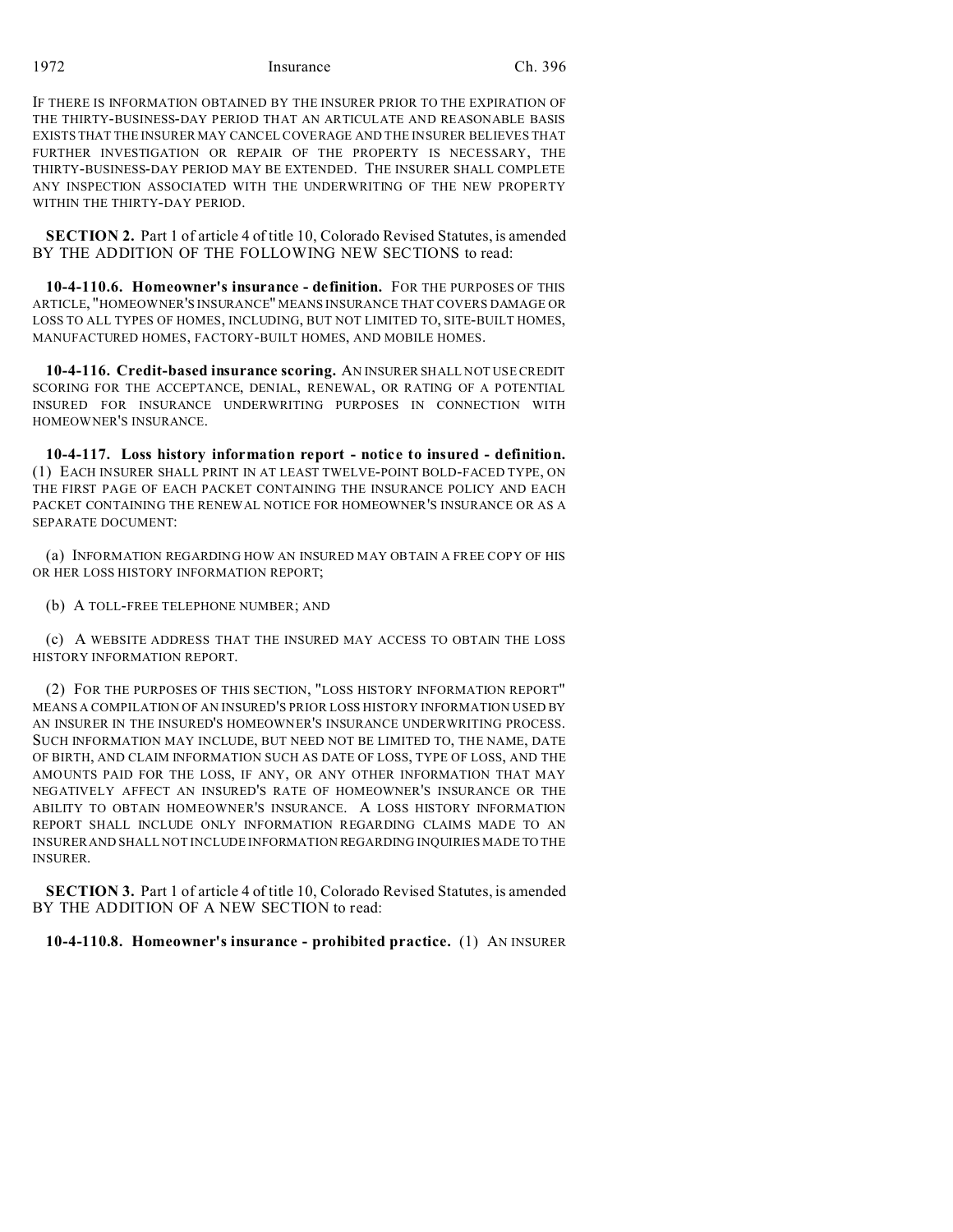IF THERE IS INFORMATION OBTAINED BY THE INSURER PRIOR TO THE EXPIRATION OF THE THIRTY-BUSINESS-DAY PERIOD THAT AN ARTICULATE AND REASONABLE BASIS EXISTS THAT THE INSURER MAY CANCEL COVERAGE AND THE INSURER BELIEVES THAT FURTHER INVESTIGATION OR REPAIR OF THE PROPERTY IS NECESSARY, THE THIRTY-BUSINESS-DAY PERIOD MAY BE EXTENDED. THE INSURER SHALL COMPLETE ANY INSPECTION ASSOCIATED WITH THE UNDERWRITING OF THE NEW PROPERTY WITHIN THE THIRTY-DAY PERIOD.

**SECTION 2.** Part 1 of article 4 of title 10, Colorado Revised Statutes, is amended BY THE ADDITION OF THE FOLLOWING NEW SECTIONS to read:

**10-4-110.6. Homeowner's insurance - definition.** FOR THE PURPOSES OF THIS ARTICLE, "HOMEOWNER'S INSURANCE" MEANS INSURANCE THAT COVERS DAMAGE OR LOSS TO ALL TYPES OF HOMES, INCLUDING, BUT NOT LIMITED TO, SITE-BUILT HOMES, MANUFACTURED HOMES, FACTORY-BUILT HOMES, AND MOBILE HOMES.

**10-4-116. Credit-based insurance scoring.** AN INSURER SHALL NOT USE CREDIT SCORING FOR THE ACCEPTANCE, DENIAL, RENEWAL, OR RATING OF A POTENTIAL INSURED FOR INSURANCE UNDERWRITING PURPOSES IN CONNECTION WITH HOMEOWNER'S INSURANCE.

**10-4-117. Loss history information report - notice to insured - definition.** (1) EACH INSURER SHALL PRINT IN AT LEAST TWELVE-POINT BOLD-FACED TYPE, ON THE FIRST PAGE OF EACH PACKET CONTAINING THE INSURANCE POLICY AND EACH PACKET CONTAINING THE RENEWAL NOTICE FOR HOMEOWNER'S INSURANCE OR AS A SEPARATE DOCUMENT:

(a) INFORMATION REGARDING HOW AN INSURED MAY OBTAIN A FREE COPY OF HIS OR HER LOSS HISTORY INFORMATION REPORT;

(b) A TOLL-FREE TELEPHONE NUMBER; AND

(c) A WEBSITE ADDRESS THAT THE INSURED MAY ACCESS TO OBTAIN THE LOSS HISTORY INFORMATION REPORT.

(2) FOR THE PURPOSES OF THIS SECTION, "LOSS HISTORY INFORMATION REPORT" MEANS A COMPILATION OF AN INSURED'S PRIOR LOSS HISTORY INFORMATION USED BY AN INSURER IN THE INSURED'S HOMEOWNER'S INSURANCE UNDERWRITING PROCESS. SUCH INFORMATION MAY INCLUDE, BUT NEED NOT BE LIMITED TO, THE NAME, DATE OF BIRTH, AND CLAIM INFORMATION SUCH AS DATE OF LOSS, TYPE OF LOSS, AND THE AMOUNTS PAID FOR THE LOSS, IF ANY, OR ANY OTHER INFORMATION THAT MAY NEGATIVELY AFFECT AN INSURED'S RATE OF HOMEOWNER'S INSURANCE OR THE ABILITY TO OBTAIN HOMEOWNER'S INSURANCE. A LOSS HISTORY INFORMATION REPORT SHALL INCLUDE ONLY INFORMATION REGARDING CLAIMS MADE TO AN INSURER AND SHALL NOT INCLUDE INFORMATION REGARDING INQUIRIES MADE TO THE INSURER.

**SECTION 3.** Part 1 of article 4 of title 10, Colorado Revised Statutes, is amended BY THE ADDITION OF A NEW SECTION to read:

**10-4-110.8. Homeowner's insurance - prohibited practice.** (1) AN INSURER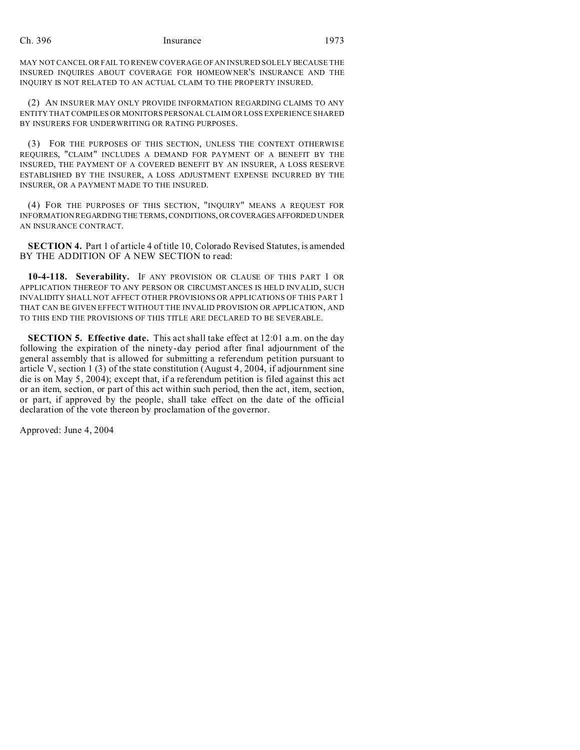MAY NOT CANCEL OR FAIL TO RENEW COVERAGE OF AN INSURED SOLELY BECAUSE THE INSURED INQUIRES ABOUT COVERAGE FOR HOMEOWNER'S INSURANCE AND THE INQUIRY IS NOT RELATED TO AN ACTUAL CLAIM TO THE PROPERTY INSURED.

(2) AN INSURER MAY ONLY PROVIDE INFORMATION REGARDING CLAIMS TO ANY ENTITY THAT COMPILES OR MONITORS PERSONAL CLAIM OR LOSS EXPERIENCE SHARED BY INSURERS FOR UNDERWRITING OR RATING PURPOSES.

(3) FOR THE PURPOSES OF THIS SECTION, UNLESS THE CONTEXT OTHERWISE REQUIRES, "CLAIM" INCLUDES A DEMAND FOR PAYMENT OF A BENEFIT BY THE INSURED, THE PAYMENT OF A COVERED BENEFIT BY AN INSURER, A LOSS RESERVE ESTABLISHED BY THE INSURER, A LOSS ADJUSTMENT EXPENSE INCURRED BY THE INSURER, OR A PAYMENT MADE TO THE INSURED.

(4) FOR THE PURPOSES OF THIS SECTION, "INQUIRY" MEANS A REQUEST FOR INFORMATION REGARDING THE TERMS, CONDITIONS, OR COVERAGES AFFORDED UNDER AN INSURANCE CONTRACT.

**SECTION 4.** Part 1 of article 4 of title 10, Colorado Revised Statutes, is amended BY THE ADDITION OF A NEW SECTION to read:

**10-4-118. Severability.** IF ANY PROVISION OR CLAUSE OF THIS PART 1 OR APPLICATION THEREOF TO ANY PERSON OR CIRCUMSTANCES IS HELD INVALID, SUCH INVALIDITY SHALL NOT AFFECT OTHER PROVISIONS OR APPLICATIONS OF THIS PART 1 THAT CAN BE GIVEN EFFECT WITHOUT THE INVALID PROVISION OR APPLICATION, AND TO THIS END THE PROVISIONS OF THIS TITLE ARE DECLARED TO BE SEVERABLE.

**SECTION 5. Effective date.** This act shall take effect at 12:01 a.m. on the day following the expiration of the ninety-day period after final adjournment of the general assembly that is allowed for submitting a referendum petition pursuant to article V, section 1 (3) of the state constitution (August 4, 2004, if adjournment sine die is on May 5, 2004); except that, if a referendum petition is filed against this act or an item, section, or part of this act within such period, then the act, item, section, or part, if approved by the people, shall take effect on the date of the official declaration of the vote thereon by proclamation of the governor.

Approved: June 4, 2004